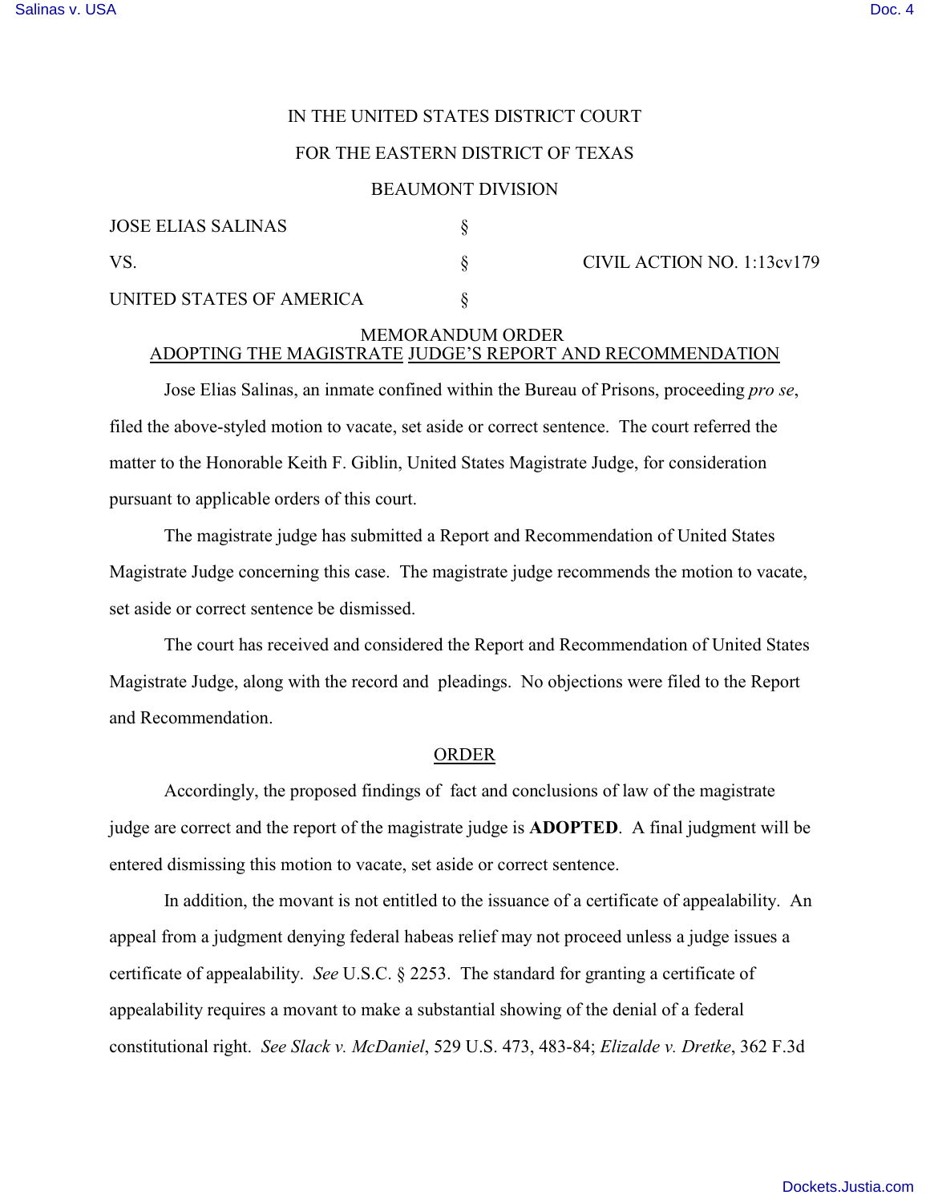IN THE UNITED STATES DISTRICT COURT

FOR THE EASTERN DISTRICT OF TEXAS

BEAUMONT DIVISION

| | | |
|---|---|---|
| JOSE ELIAS SALINAS | § | |
| VS. | § | CIVIL ACTION NO. 1:13cv179 |
| UNITED STATES OF AMERICA | § | |

MEMORANDUM ORDER
ADOPTING THE MAGISTRATE JUDGE'S REPORT AND RECOMMENDATION

Jose Elias Salinas, an inmate confined within the Bureau of Prisons, proceeding *pro se*, filed the above-styled motion to vacate, set aside or correct sentence. The court referred the matter to the Honorable Keith F. Giblin, United States Magistrate Judge, for consideration pursuant to applicable orders of this court.

The magistrate judge has submitted a Report and Recommendation of United States Magistrate Judge concerning this case. The magistrate judge recommends the motion to vacate, set aside or correct sentence be dismissed.

The court has received and considered the Report and Recommendation of United States Magistrate Judge, along with the record and pleadings. No objections were filed to the Report and Recommendation.

ORDER

Accordingly, the proposed findings of fact and conclusions of law of the magistrate judge are correct and the report of the magistrate judge is **ADOPTED**. A final judgment will be entered dismissing this motion to vacate, set aside or correct sentence.

In addition, the movant is not entitled to the issuance of a certificate of appealability. An appeal from a judgment denying federal habeas relief may not proceed unless a judge issues a certificate of appealability. *See* U.S.C. § 2253. The standard for granting a certificate of appealability requires a movant to make a substantial showing of the denial of a federal constitutional right. *See Slack v. McDaniel*, 529 U.S. 473, 483-84; *Elizalde v. Dretke*, 362 F.3d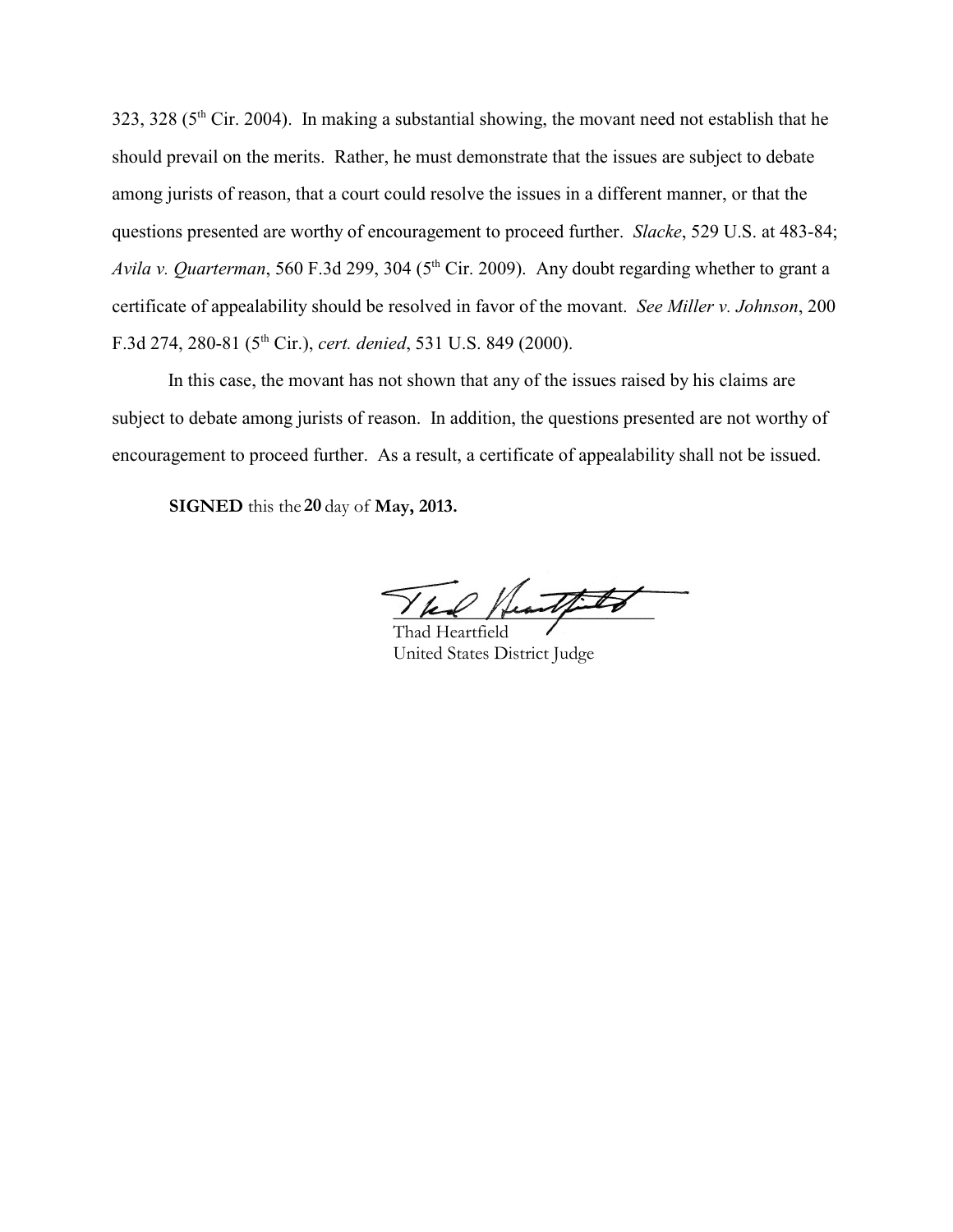323, 328 (5th Cir. 2004). In making a substantial showing, the movant need not establish that he should prevail on the merits. Rather, he must demonstrate that the issues are subject to debate among jurists of reason, that a court could resolve the issues in a different manner, or that the questions presented are worthy of encouragement to proceed further. *Slacke*, 529 U.S. at 483-84; *Avila v. Quarterman*, 560 F.3d 299, 304 (5th Cir. 2009). Any doubt regarding whether to grant a certificate of appealability should be resolved in favor of the movant. *See Miller v. Johnson*, 200 F.3d 274, 280-81 (5th Cir.), *cert. denied*, 531 U.S. 849 (2000).

In this case, the movant has not shown that any of the issues raised by his claims are subject to debate among jurists of reason. In addition, the questions presented are not worthy of encouragement to proceed further. As a result, a certificate of appealability shall not be issued.

**SIGNED** this the **20** day of **May, 2013.**

Thad Heartfield
United States District Judge